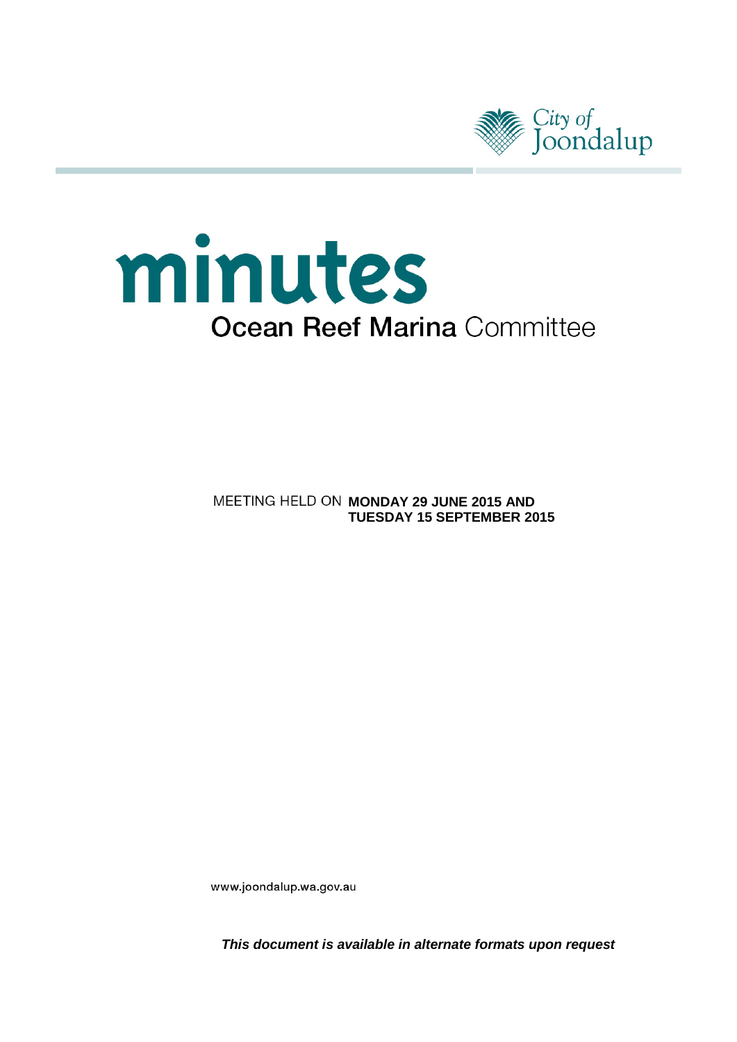City of Joondalup

# minutes

## Ocean Reef Marina Committee

MEETING HELD ON **MONDAY 29 JUNE 2015 AND TUESDAY 15 SEPTEMBER 2015**

www.joondalup.wa.gov.au

***This document is available in alternate formats upon request***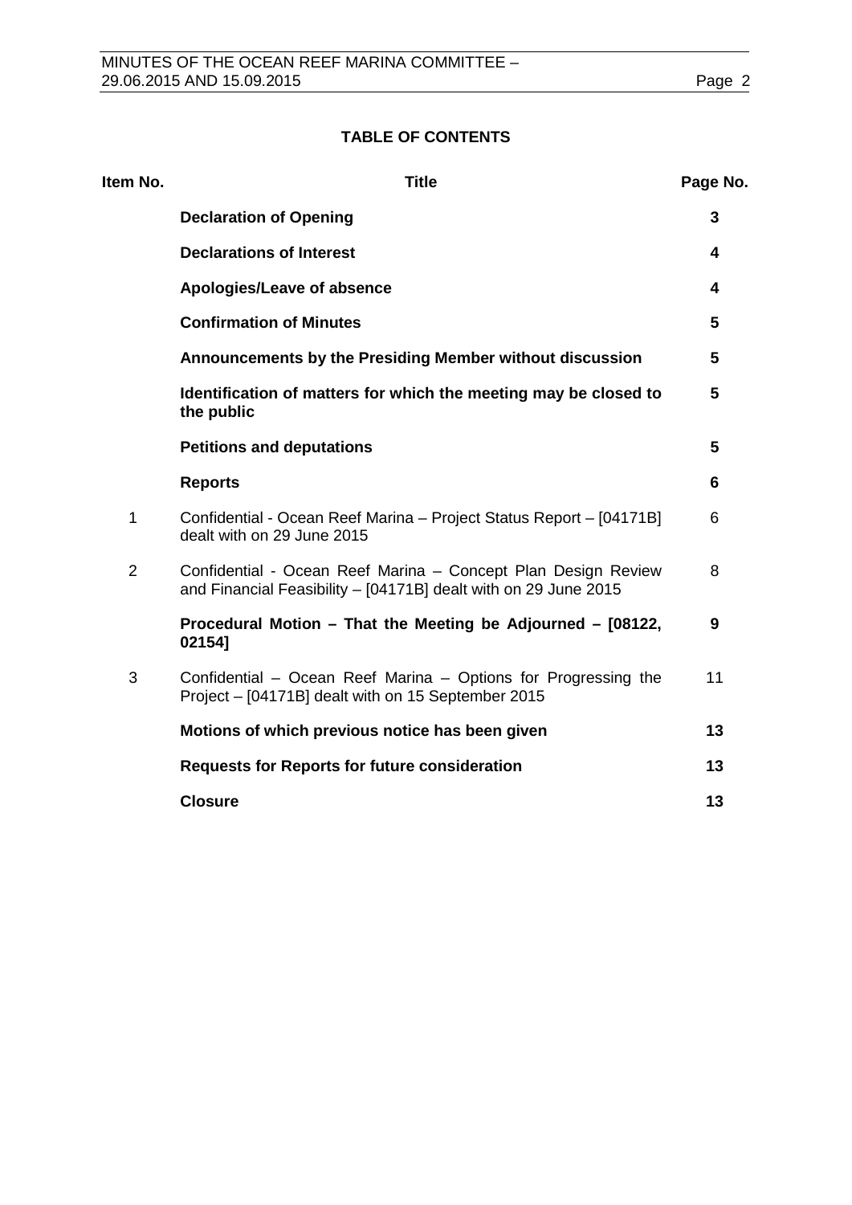**TABLE OF CONTENTS**

| Item No. | Title | Page No. |
|---|---|---|
| | **Declaration of Opening** | **3** |
| | **Declarations of Interest** | **4** |
| | **Apologies/Leave of absence** | **4** |
| | **Confirmation of Minutes** | **5** |
| | **Announcements by the Presiding Member without discussion** | **5** |
| | **Identification of matters for which the meeting may be closed to the public** | **5** |
| | **Petitions and deputations** | **5** |
| | **Reports** | **6** |
| 1 | Confidential - Ocean Reef Marina – Project Status Report – [04171B] dealt with on 29 June 2015 | 6 |
| 2 | Confidential - Ocean Reef Marina – Concept Plan Design Review and Financial Feasibility – [04171B] dealt with on 29 June 2015 | 8 |
| | **Procedural Motion – That the Meeting be Adjourned – [08122, 02154]** | **9** |
| 3 | Confidential – Ocean Reef Marina – Options for Progressing the Project – [04171B] dealt with on 15 September 2015 | 11 |
| | **Motions of which previous notice has been given** | **13** |
| | **Requests for Reports for future consideration** | **13** |
| | **Closure** | **13** |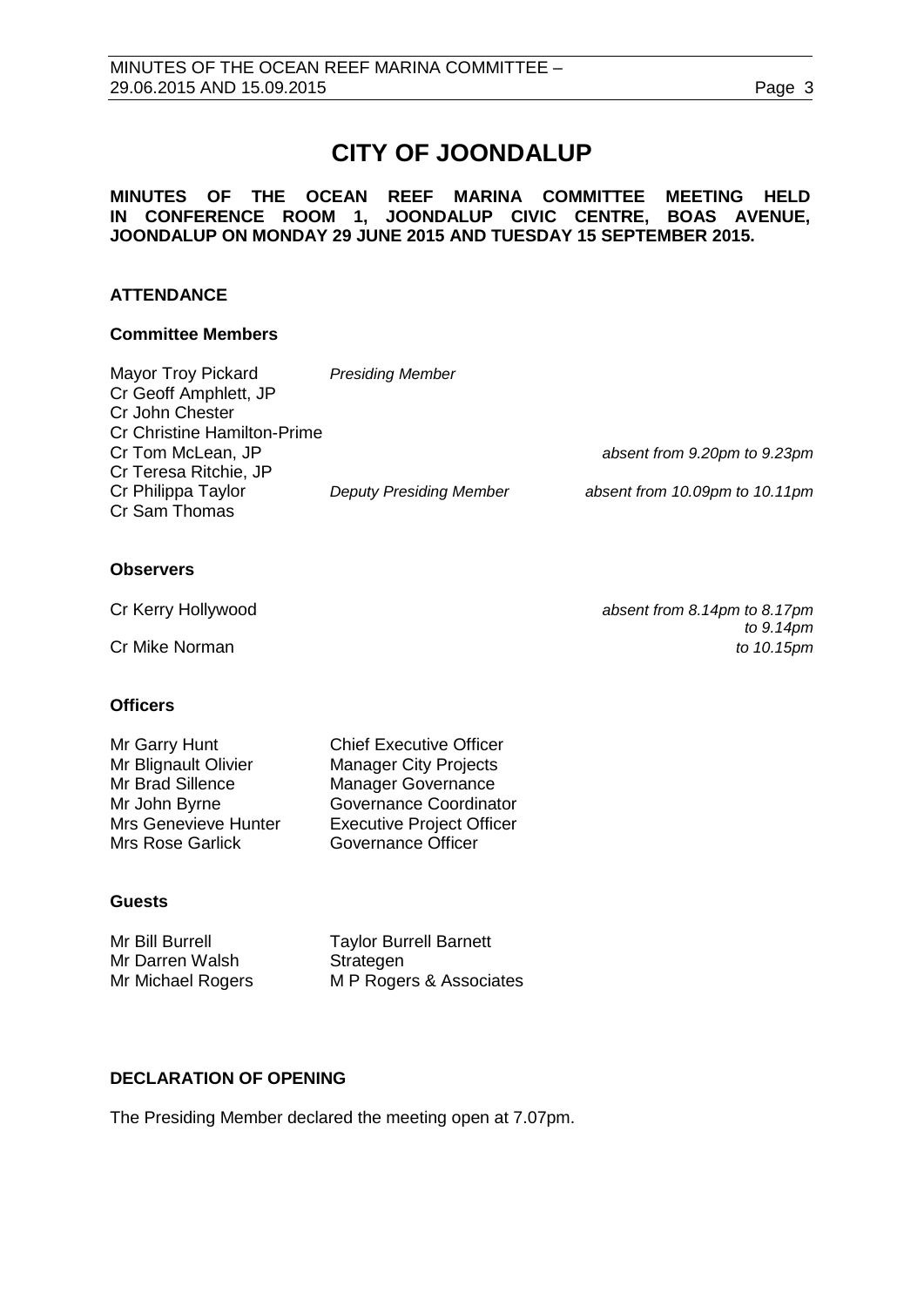# CITY OF JOONDALUP

**MINUTES OF THE OCEAN REEF MARINA COMMITTEE MEETING HELD IN CONFERENCE ROOM 1, JOONDALUP CIVIC CENTRE, BOAS AVENUE, JOONDALUP ON MONDAY 29 JUNE 2015 AND TUESDAY 15 SEPTEMBER 2015.**

## ATTENDANCE

### Committee Members

| | | |
|---|---|---|
| Mayor Troy Pickard | *Presiding Member* | |
| Cr Geoff Amphlett, JP | | |
| Cr John Chester | | |
| Cr Christine Hamilton-Prime | | |
| Cr Tom McLean, JP | | *absent from 9.20pm to 9.23pm* |
| Cr Teresa Ritchie, JP | | |
| Cr Philippa Taylor | *Deputy Presiding Member* | *absent from 10.09pm to 10.11pm* |
| Cr Sam Thomas | | |

### Observers

| | |
|---|---|
| Cr Kerry Hollywood | *absent from 8.14pm to 8.17pm* |
| | *to 9.14pm* |
| Cr Mike Norman | *to 10.15pm* |

### Officers

| | |
|---|---|
| Mr Garry Hunt | Chief Executive Officer |
| Mr Blignault Olivier | Manager City Projects |
| Mr Brad Sillence | Manager Governance |
| Mr John Byrne | Governance Coordinator |
| Mrs Genevieve Hunter | Executive Project Officer |
| Mrs Rose Garlick | Governance Officer |

### Guests

| | |
|---|---|
| Mr Bill Burrell | Taylor Burrell Barnett |
| Mr Darren Walsh | Strategen |
| Mr Michael Rogers | M P Rogers & Associates |

## DECLARATION OF OPENING

The Presiding Member declared the meeting open at 7.07pm.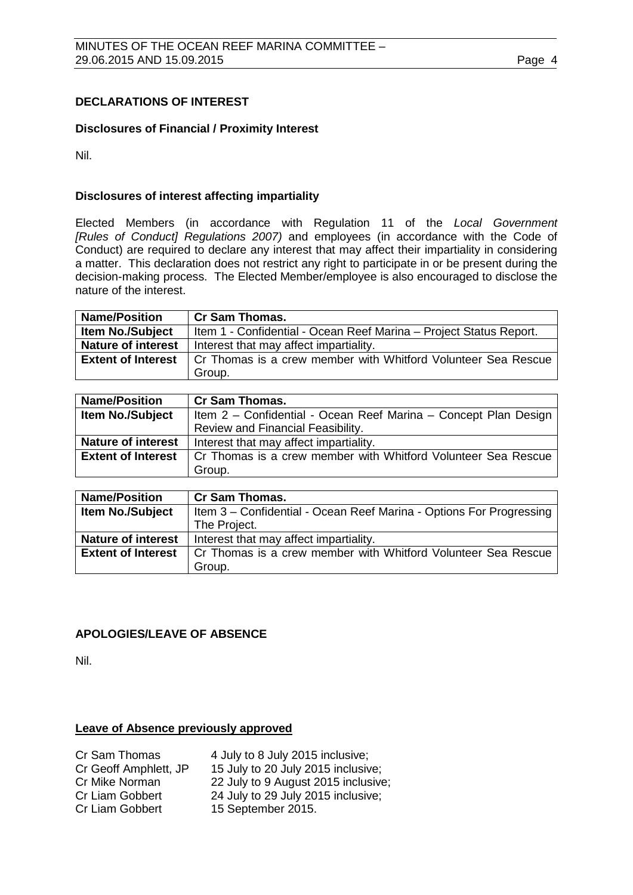## DECLARATIONS OF INTEREST

### Disclosures of Financial / Proximity Interest

Nil.

### Disclosures of interest affecting impartiality

Elected Members (in accordance with Regulation 11 of the *Local Government [Rules of Conduct] Regulations 2007)* and employees (in accordance with the Code of Conduct) are required to declare any interest that may affect their impartiality in considering a matter. This declaration does not restrict any right to participate in or be present during the decision-making process. The Elected Member/employee is also encouraged to disclose the nature of the interest.

| **Name/Position** | **Cr Sam Thomas.** |
|---|---|
| **Item No./Subject** | Item 1 - Confidential - Ocean Reef Marina – Project Status Report. |
| **Nature of interest** | Interest that may affect impartiality. |
| **Extent of Interest** | Cr Thomas is a crew member with Whitford Volunteer Sea Rescue Group. |

| **Name/Position** | **Cr Sam Thomas.** |
|---|---|
| **Item No./Subject** | Item 2 – Confidential - Ocean Reef Marina – Concept Plan Design Review and Financial Feasibility. |
| **Nature of interest** | Interest that may affect impartiality. |
| **Extent of Interest** | Cr Thomas is a crew member with Whitford Volunteer Sea Rescue Group. |

| **Name/Position** | **Cr Sam Thomas.** |
|---|---|
| **Item No./Subject** | Item 3 – Confidential - Ocean Reef Marina - Options For Progressing The Project. |
| **Nature of interest** | Interest that may affect impartiality. |
| **Extent of Interest** | Cr Thomas is a crew member with Whitford Volunteer Sea Rescue Group. |

## APOLOGIES/LEAVE OF ABSENCE

Nil.

### Leave of Absence previously approved

| | |
|---|---|
| Cr Sam Thomas | 4 July to 8 July 2015 inclusive; |
| Cr Geoff Amphlett, JP | 15 July to 20 July 2015 inclusive; |
| Cr Mike Norman | 22 July to 9 August 2015 inclusive; |
| Cr Liam Gobbert | 24 July to 29 July 2015 inclusive; |
| Cr Liam Gobbert | 15 September 2015. |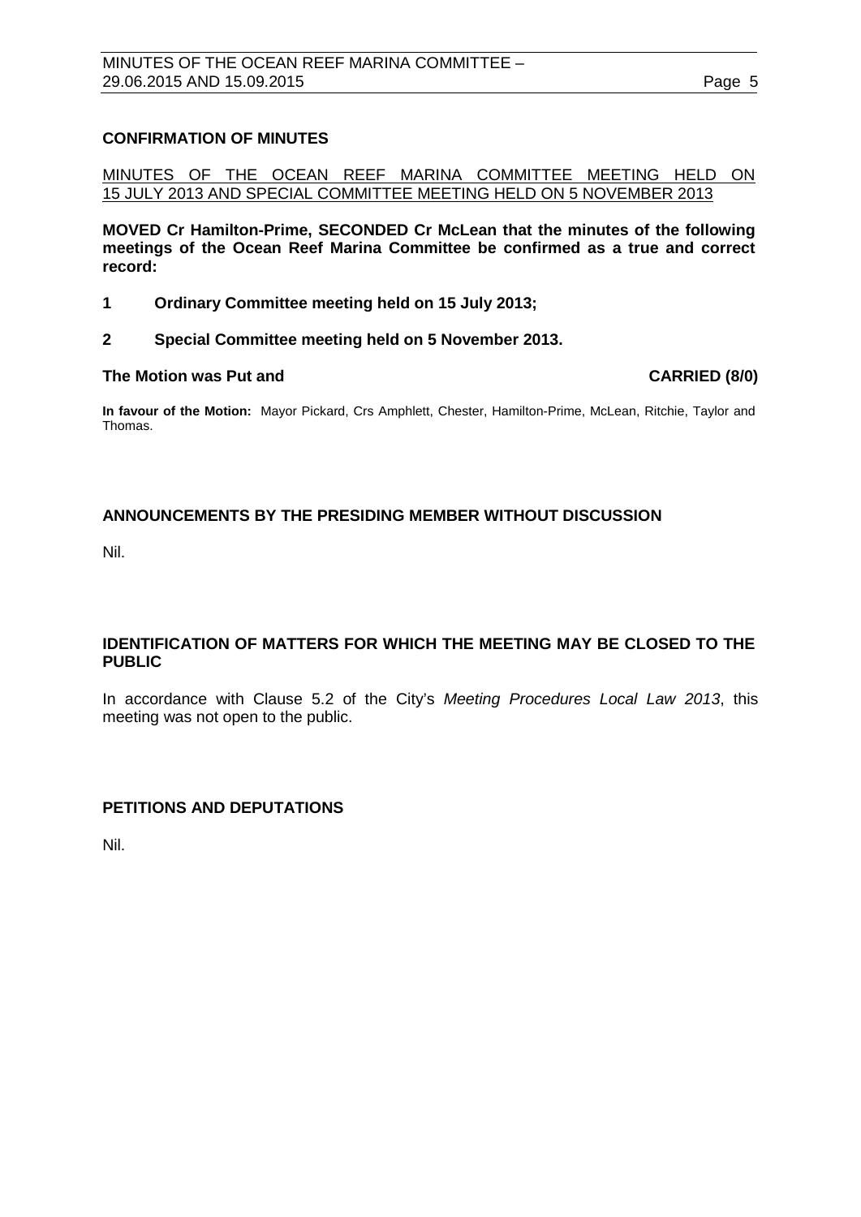## CONFIRMATION OF MINUTES

<u>MINUTES OF THE OCEAN REEF MARINA COMMITTEE MEETING HELD ON 15 JULY 2013 AND SPECIAL COMMITTEE MEETING HELD ON 5 NOVEMBER 2013</u>

**MOVED Cr Hamilton-Prime, SECONDED Cr McLean that the minutes of the following meetings of the Ocean Reef Marina Committee be confirmed as a true and correct record:**

**1 Ordinary Committee meeting held on 15 July 2013;**

**2 Special Committee meeting held on 5 November 2013.**

**The Motion was Put and CARRIED (8/0)**

**In favour of the Motion:** Mayor Pickard, Crs Amphlett, Chester, Hamilton-Prime, McLean, Ritchie, Taylor and Thomas.

## ANNOUNCEMENTS BY THE PRESIDING MEMBER WITHOUT DISCUSSION

Nil.

## IDENTIFICATION OF MATTERS FOR WHICH THE MEETING MAY BE CLOSED TO THE PUBLIC

In accordance with Clause 5.2 of the City's *Meeting Procedures Local Law 2013*, this meeting was not open to the public.

## PETITIONS AND DEPUTATIONS

Nil.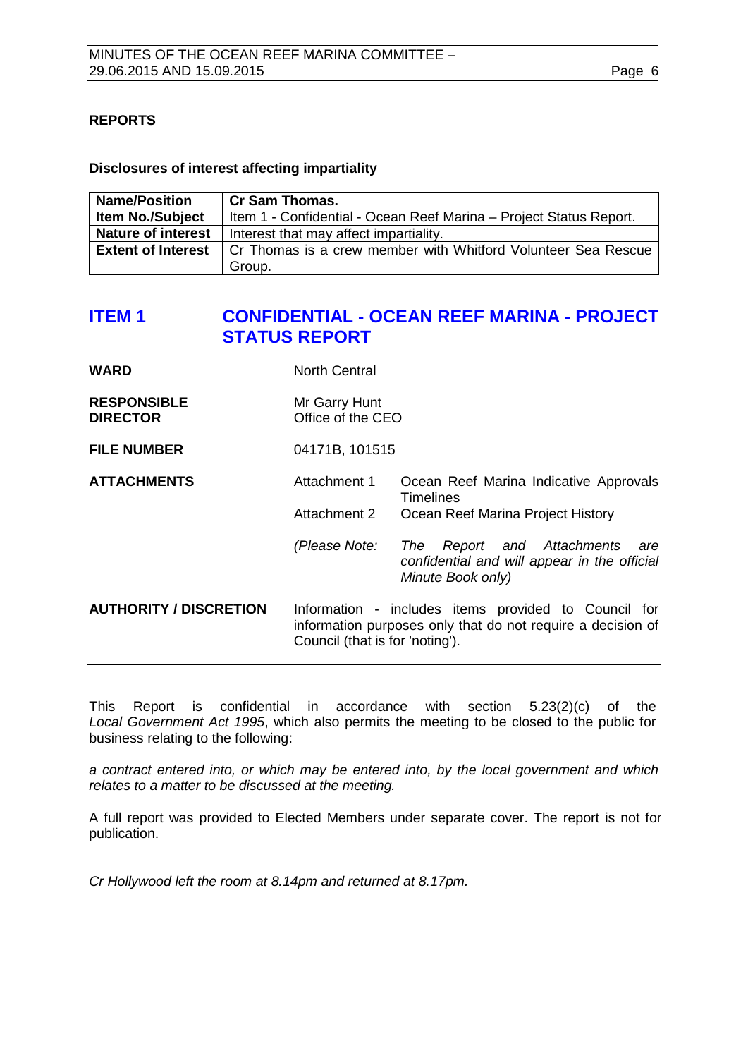## REPORTS

**Disclosures of interest affecting impartiality**

| **Name/Position** | **Cr Sam Thomas.** |
|---|---|
| **Item No./Subject** | Item 1 - Confidential - Ocean Reef Marina – Project Status Report. |
| **Nature of interest** | Interest that may affect impartiality. |
| **Extent of Interest** | Cr Thomas is a crew member with Whitford Volunteer Sea Rescue Group. |

## ITEM 1 CONFIDENTIAL - OCEAN REEF MARINA - PROJECT STATUS REPORT

| | | |
|---|---|---|
| **WARD** | North Central | |
| **RESPONSIBLE DIRECTOR** | Mr Garry Hunt<br>Office of the CEO | |
| **FILE NUMBER** | 04171B, 101515 | |
| **ATTACHMENTS** | Attachment 1 | Ocean Reef Marina Indicative Approvals Timelines |
| | Attachment 2 | Ocean Reef Marina Project History |
| | *(Please Note:* | *The Report and Attachments are confidential and will appear in the official Minute Book only)* |
| **AUTHORITY / DISCRETION** | Information - includes items provided to Council for information purposes only that do not require a decision of Council (that is for 'noting'). | |

This Report is confidential in accordance with section 5.23(2)(c) of the *Local Government Act 1995*, which also permits the meeting to be closed to the public for business relating to the following:

*a contract entered into, or which may be entered into, by the local government and which relates to a matter to be discussed at the meeting.*

A full report was provided to Elected Members under separate cover. The report is not for publication.

*Cr Hollywood left the room at 8.14pm and returned at 8.17pm.*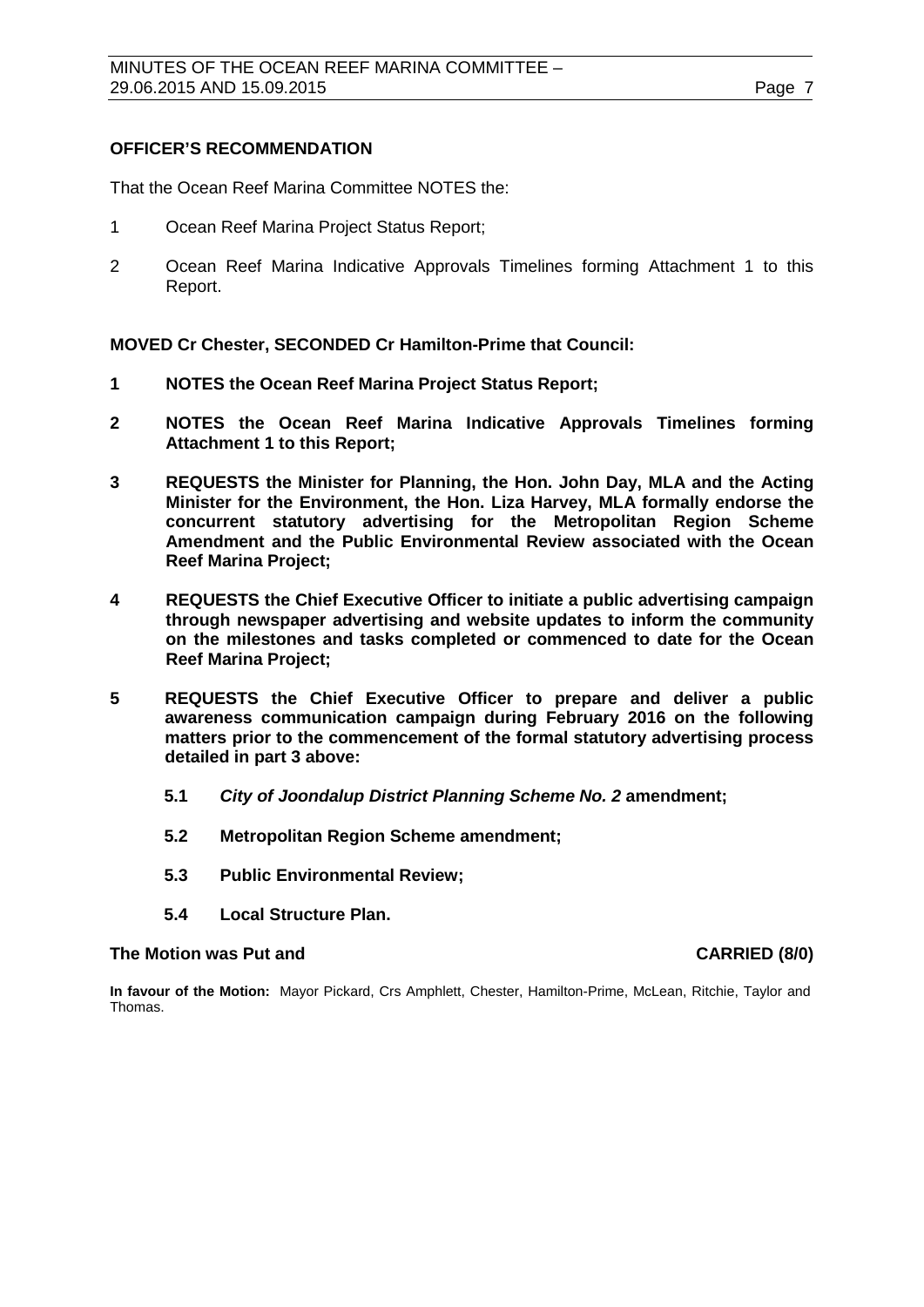**OFFICER'S RECOMMENDATION**

That the Ocean Reef Marina Committee NOTES the:

1 Ocean Reef Marina Project Status Report;

2 Ocean Reef Marina Indicative Approvals Timelines forming Attachment 1 to this Report.

**MOVED Cr Chester, SECONDED Cr Hamilton-Prime that Council:**

**1 NOTES the Ocean Reef Marina Project Status Report;**

**2 NOTES the Ocean Reef Marina Indicative Approvals Timelines forming Attachment 1 to this Report;**

**3 REQUESTS the Minister for Planning, the Hon. John Day, MLA and the Acting Minister for the Environment, the Hon. Liza Harvey, MLA formally endorse the concurrent statutory advertising for the Metropolitan Region Scheme Amendment and the Public Environmental Review associated with the Ocean Reef Marina Project;**

**4 REQUESTS the Chief Executive Officer to initiate a public advertising campaign through newspaper advertising and website updates to inform the community on the milestones and tasks completed or commenced to date for the Ocean Reef Marina Project;**

**5 REQUESTS the Chief Executive Officer to prepare and deliver a public awareness communication campaign during February 2016 on the following matters prior to the commencement of the formal statutory advertising process detailed in part 3 above:**

**5.1 *City of Joondalup District Planning Scheme No. 2* amendment;**

**5.2 Metropolitan Region Scheme amendment;**

**5.3 Public Environmental Review;**

**5.4 Local Structure Plan.**

**The Motion was Put and CARRIED (8/0)**

**In favour of the Motion:** Mayor Pickard, Crs Amphlett, Chester, Hamilton-Prime, McLean, Ritchie, Taylor and Thomas.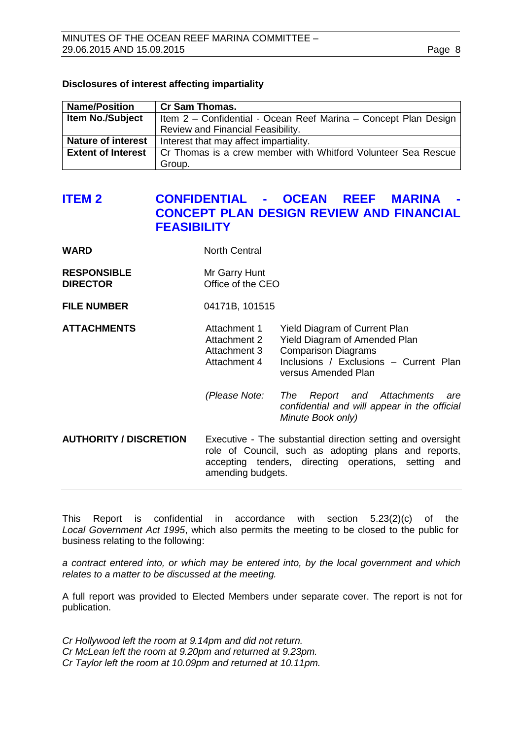**Disclosures of interest affecting impartiality**

| Name/Position | Cr Sam Thomas. |
|---|---|
| Item No./Subject | Item 2 – Confidential - Ocean Reef Marina – Concept Plan Design Review and Financial Feasibility. |
| Nature of interest | Interest that may affect impartiality. |
| Extent of Interest | Cr Thomas is a crew member with Whitford Volunteer Sea Rescue Group. |

## ITEM 2 CONFIDENTIAL - OCEAN REEF MARINA - CONCEPT PLAN DESIGN REVIEW AND FINANCIAL FEASIBILITY

**WARD** North Central

**RESPONSIBLE DIRECTOR** Mr Garry Hunt
Office of the CEO

**FILE NUMBER** 04171B, 101515

**ATTACHMENTS**
Attachment 1 Yield Diagram of Current Plan
Attachment 2 Yield Diagram of Amended Plan
Attachment 3 Comparison Diagrams
Attachment 4 Inclusions / Exclusions – Current Plan versus Amended Plan

*(Please Note: The Report and Attachments are confidential and will appear in the official Minute Book only)*

**AUTHORITY / DISCRETION** Executive - The substantial direction setting and oversight role of Council, such as adopting plans and reports, accepting tenders, directing operations, setting and amending budgets.

---

This Report is confidential in accordance with section 5.23(2)(c) of the *Local Government Act 1995*, which also permits the meeting to be closed to the public for business relating to the following:

*a contract entered into, or which may be entered into, by the local government and which relates to a matter to be discussed at the meeting.*

A full report was provided to Elected Members under separate cover. The report is not for publication.

*Cr Hollywood left the room at 9.14pm and did not return.*
*Cr McLean left the room at 9.20pm and returned at 9.23pm.*
*Cr Taylor left the room at 10.09pm and returned at 10.11pm.*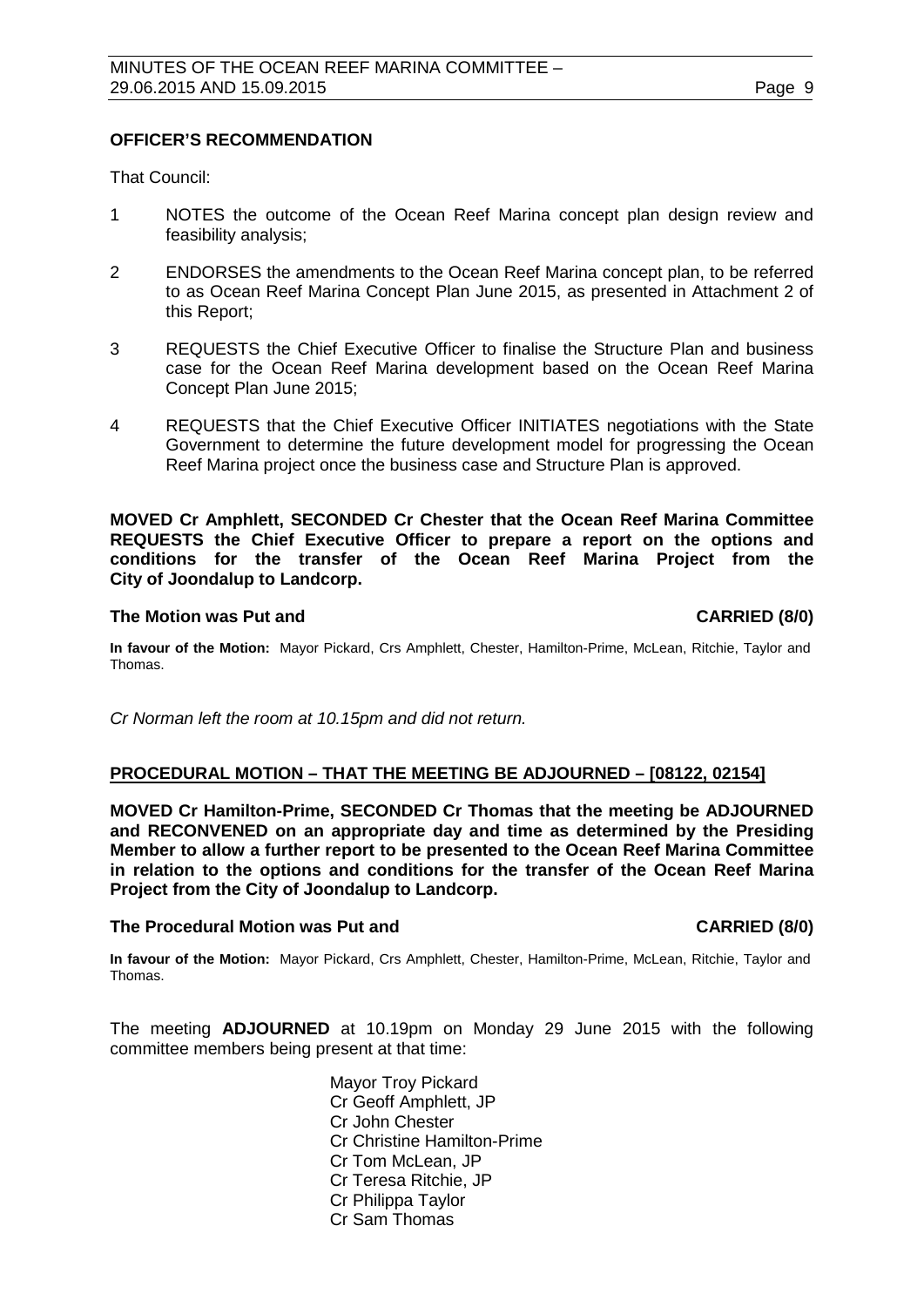**OFFICER'S RECOMMENDATION**

That Council:

1 NOTES the outcome of the Ocean Reef Marina concept plan design review and feasibility analysis;

2 ENDORSES the amendments to the Ocean Reef Marina concept plan, to be referred to as Ocean Reef Marina Concept Plan June 2015, as presented in Attachment 2 of this Report;

3 REQUESTS the Chief Executive Officer to finalise the Structure Plan and business case for the Ocean Reef Marina development based on the Ocean Reef Marina Concept Plan June 2015;

4 REQUESTS that the Chief Executive Officer INITIATES negotiations with the State Government to determine the future development model for progressing the Ocean Reef Marina project once the business case and Structure Plan is approved.

**MOVED Cr Amphlett, SECONDED Cr Chester that the Ocean Reef Marina Committee REQUESTS the Chief Executive Officer to prepare a report on the options and conditions for the transfer of the Ocean Reef Marina Project from the City of Joondalup to Landcorp.**

**The Motion was Put and CARRIED (8/0)**

**In favour of the Motion:** Mayor Pickard, Crs Amphlett, Chester, Hamilton-Prime, McLean, Ritchie, Taylor and Thomas.

*Cr Norman left the room at 10.15pm and did not return.*

**PROCEDURAL MOTION – THAT THE MEETING BE ADJOURNED – [08122, 02154]**

**MOVED Cr Hamilton-Prime, SECONDED Cr Thomas that the meeting be ADJOURNED and RECONVENED on an appropriate day and time as determined by the Presiding Member to allow a further report to be presented to the Ocean Reef Marina Committee in relation to the options and conditions for the transfer of the Ocean Reef Marina Project from the City of Joondalup to Landcorp.**

**The Procedural Motion was Put and CARRIED (8/0)**

**In favour of the Motion:** Mayor Pickard, Crs Amphlett, Chester, Hamilton-Prime, McLean, Ritchie, Taylor and Thomas.

The meeting **ADJOURNED** at 10.19pm on Monday 29 June 2015 with the following committee members being present at that time:

Mayor Troy Pickard
Cr Geoff Amphlett, JP
Cr John Chester
Cr Christine Hamilton-Prime
Cr Tom McLean, JP
Cr Teresa Ritchie, JP
Cr Philippa Taylor
Cr Sam Thomas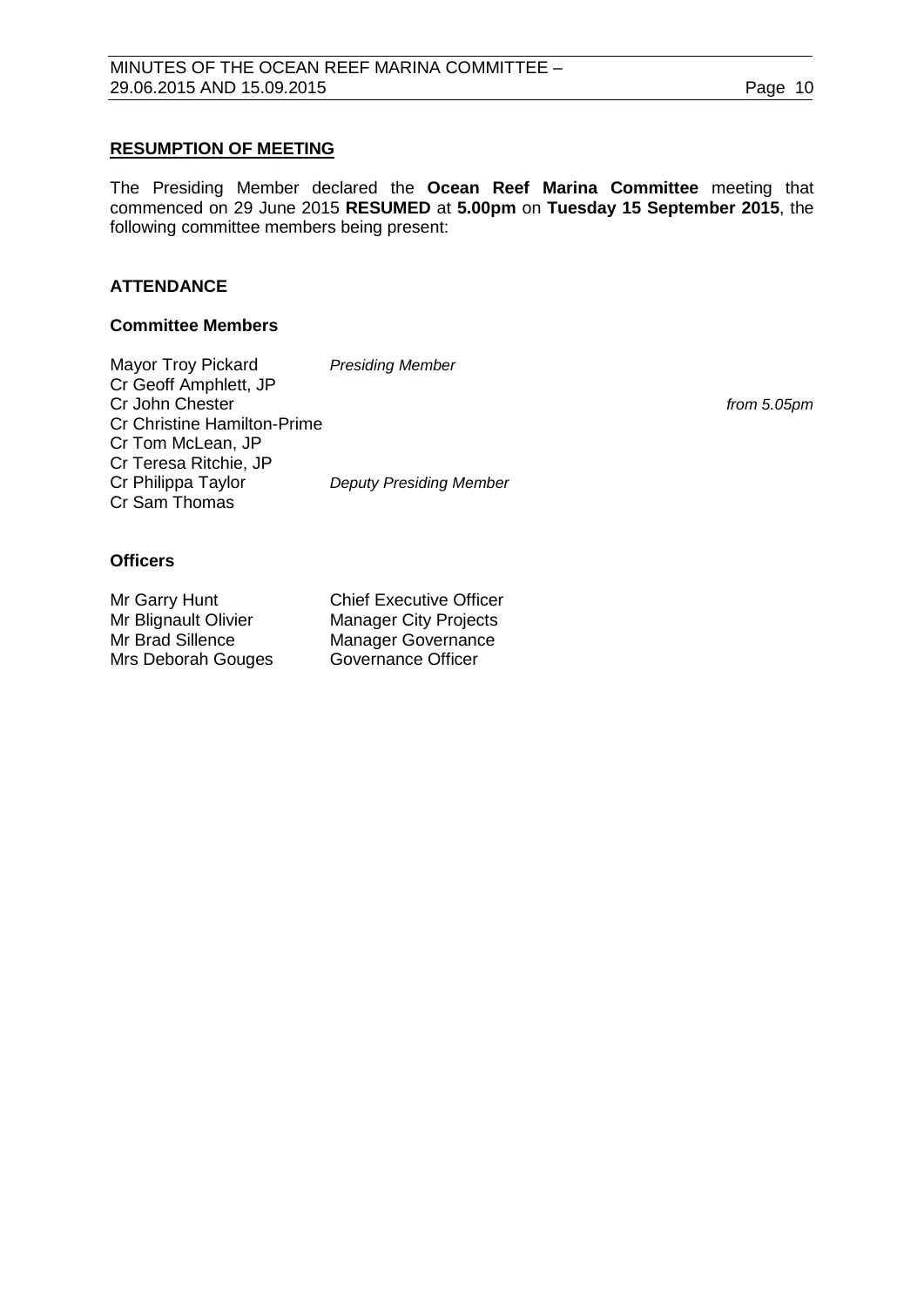## RESUMPTION OF MEETING

The Presiding Member declared the **Ocean Reef Marina Committee** meeting that commenced on 29 June 2015 **RESUMED** at **5.00pm** on **Tuesday 15 September 2015**, the following committee members being present:

### ATTENDANCE

#### Committee Members

| | | |
|---|---|---|
| Mayor Troy Pickard | *Presiding Member* | |
| Cr Geoff Amphlett, JP | | |
| Cr John Chester | | *from 5.05pm* |
| Cr Christine Hamilton-Prime | | |
| Cr Tom McLean, JP | | |
| Cr Teresa Ritchie, JP | | |
| Cr Philippa Taylor | *Deputy Presiding Member* | |
| Cr Sam Thomas | | |

#### Officers

| | |
|---|---|
| Mr Garry Hunt | Chief Executive Officer |
| Mr Blignault Olivier | Manager City Projects |
| Mr Brad Sillence | Manager Governance |
| Mrs Deborah Gouges | Governance Officer |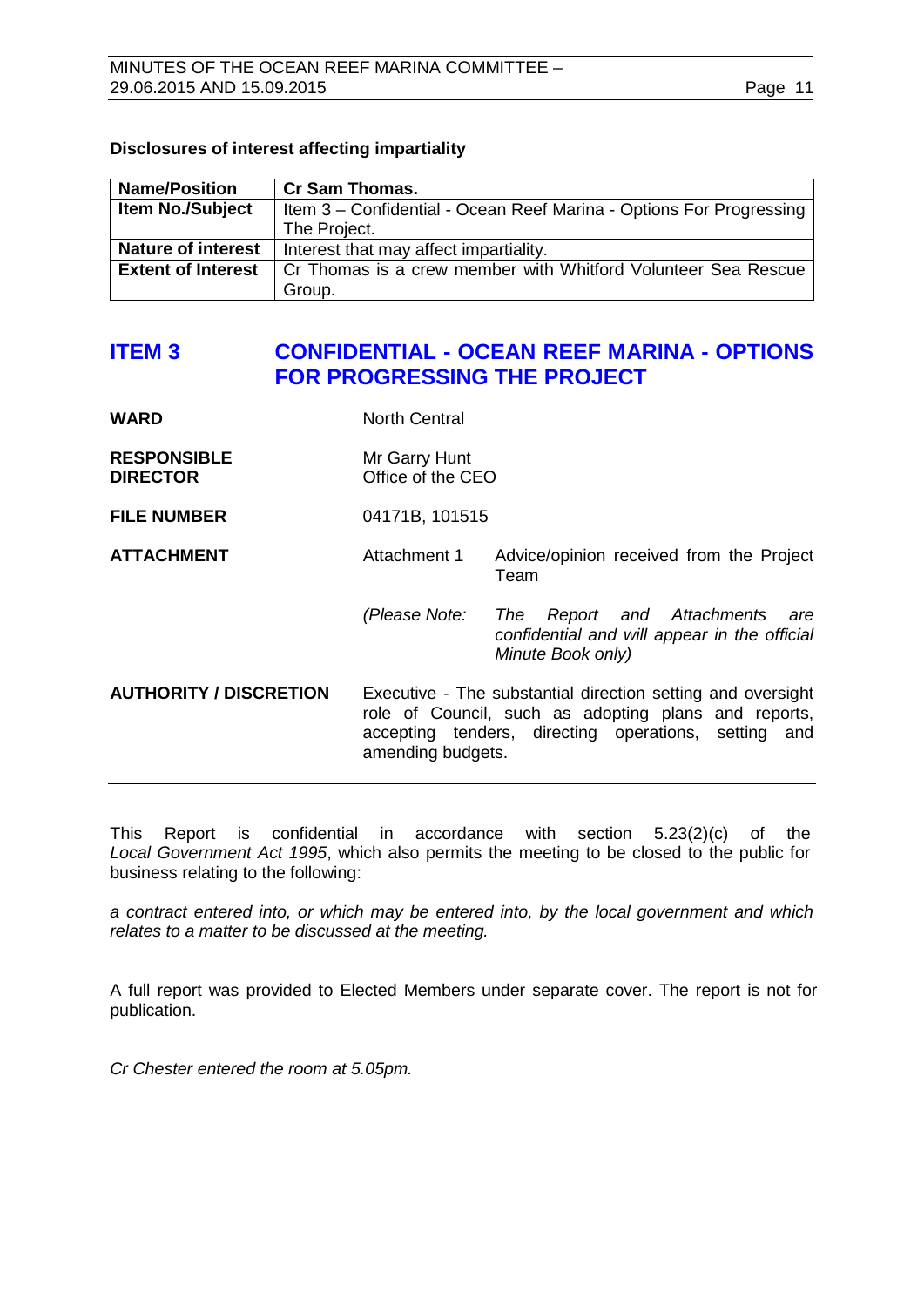**Disclosures of interest affecting impartiality**

| **Name/Position** | **Cr Sam Thomas.** |
|---|---|
| **Item No./Subject** | Item 3 – Confidential - Ocean Reef Marina - Options For Progressing The Project. |
| **Nature of interest** | Interest that may affect impartiality. |
| **Extent of Interest** | Cr Thomas is a crew member with Whitford Volunteer Sea Rescue Group. |

## ITEM 3 CONFIDENTIAL - OCEAN REEF MARINA - OPTIONS FOR PROGRESSING THE PROJECT

**WARD** North Central

**RESPONSIBLE DIRECTOR** Mr Garry Hunt
Office of the CEO

**FILE NUMBER** 04171B, 101515

**ATTACHMENT** Attachment 1 Advice/opinion received from the Project Team

*(Please Note: The Report and Attachments are confidential and will appear in the official Minute Book only)*

**AUTHORITY / DISCRETION** Executive - The substantial direction setting and oversight role of Council, such as adopting plans and reports, accepting tenders, directing operations, setting and amending budgets.

---

This Report is confidential in accordance with section 5.23(2)(c) of the *Local Government Act 1995*, which also permits the meeting to be closed to the public for business relating to the following:

*a contract entered into, or which may be entered into, by the local government and which relates to a matter to be discussed at the meeting.*

A full report was provided to Elected Members under separate cover. The report is not for publication.

*Cr Chester entered the room at 5.05pm.*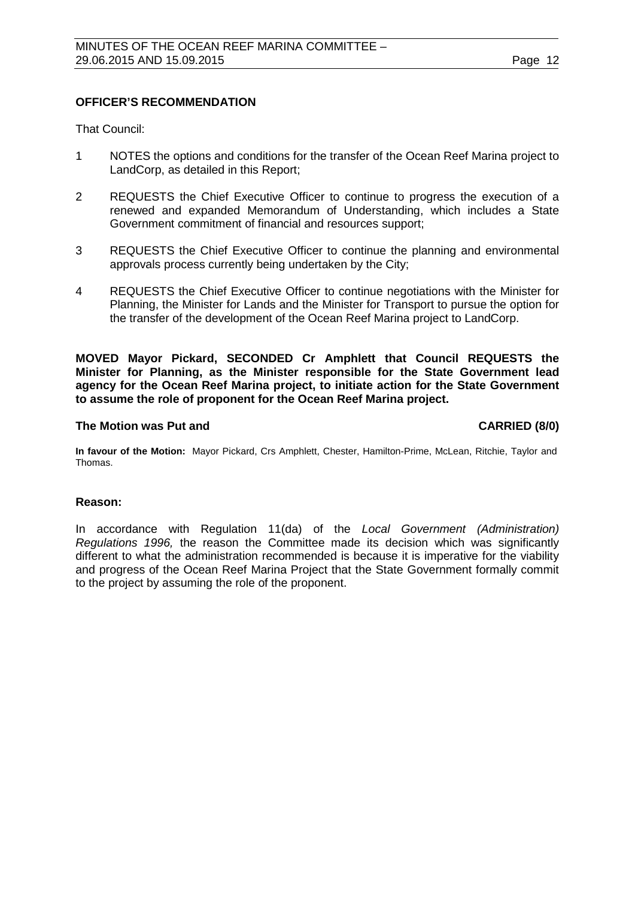**OFFICER'S RECOMMENDATION**

That Council:

1 NOTES the options and conditions for the transfer of the Ocean Reef Marina project to LandCorp, as detailed in this Report;

2 REQUESTS the Chief Executive Officer to continue to progress the execution of a renewed and expanded Memorandum of Understanding, which includes a State Government commitment of financial and resources support;

3 REQUESTS the Chief Executive Officer to continue the planning and environmental approvals process currently being undertaken by the City;

4 REQUESTS the Chief Executive Officer to continue negotiations with the Minister for Planning, the Minister for Lands and the Minister for Transport to pursue the option for the transfer of the development of the Ocean Reef Marina project to LandCorp.

**MOVED Mayor Pickard, SECONDED Cr Amphlett that Council REQUESTS the Minister for Planning, as the Minister responsible for the State Government lead agency for the Ocean Reef Marina project, to initiate action for the State Government to assume the role of proponent for the Ocean Reef Marina project.**

**The Motion was Put and CARRIED (8/0)**

**In favour of the Motion:** Mayor Pickard, Crs Amphlett, Chester, Hamilton-Prime, McLean, Ritchie, Taylor and Thomas.

**Reason:**

In accordance with Regulation 11(da) of the *Local Government (Administration) Regulations 1996,* the reason the Committee made its decision which was significantly different to what the administration recommended is because it is imperative for the viability and progress of the Ocean Reef Marina Project that the State Government formally commit to the project by assuming the role of the proponent.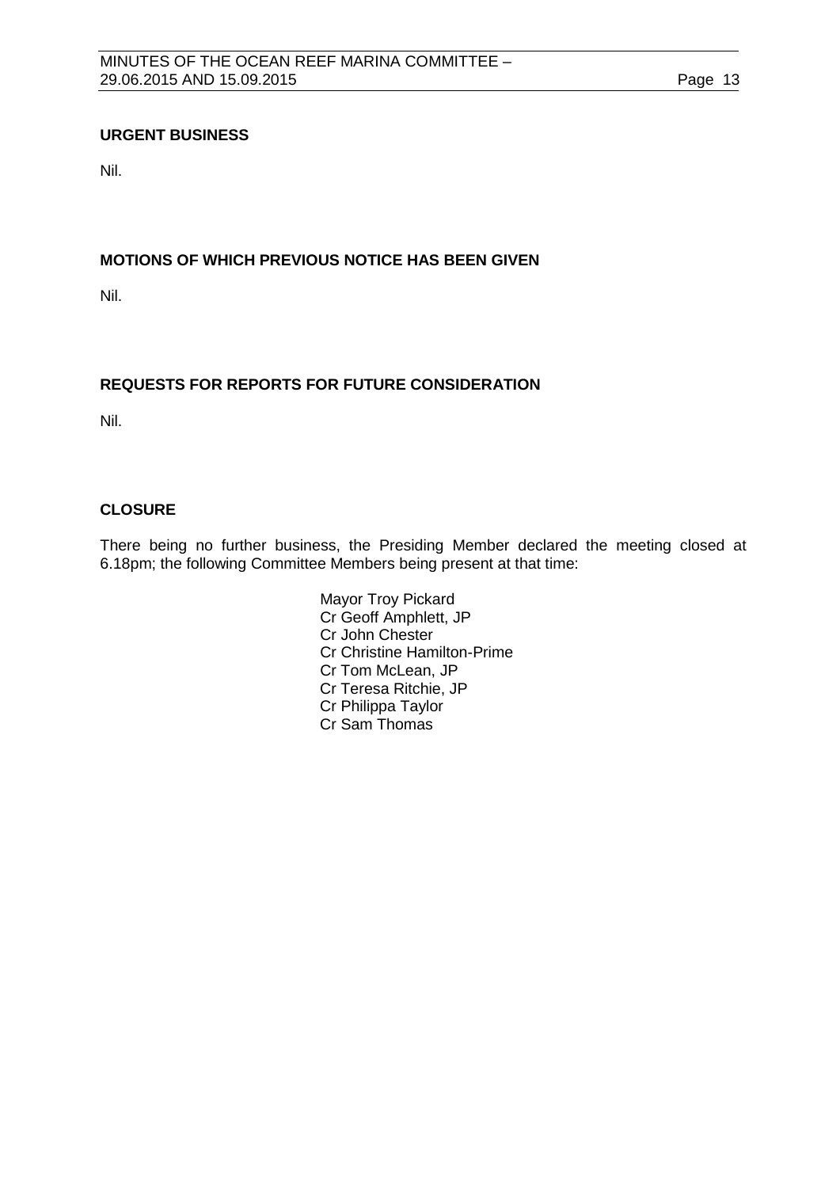## URGENT BUSINESS

Nil.

## MOTIONS OF WHICH PREVIOUS NOTICE HAS BEEN GIVEN

Nil.

## REQUESTS FOR REPORTS FOR FUTURE CONSIDERATION

Nil.

## CLOSURE

There being no further business, the Presiding Member declared the meeting closed at 6.18pm; the following Committee Members being present at that time:

Mayor Troy Pickard
Cr Geoff Amphlett, JP
Cr John Chester
Cr Christine Hamilton-Prime
Cr Tom McLean, JP
Cr Teresa Ritchie, JP
Cr Philippa Taylor
Cr Sam Thomas